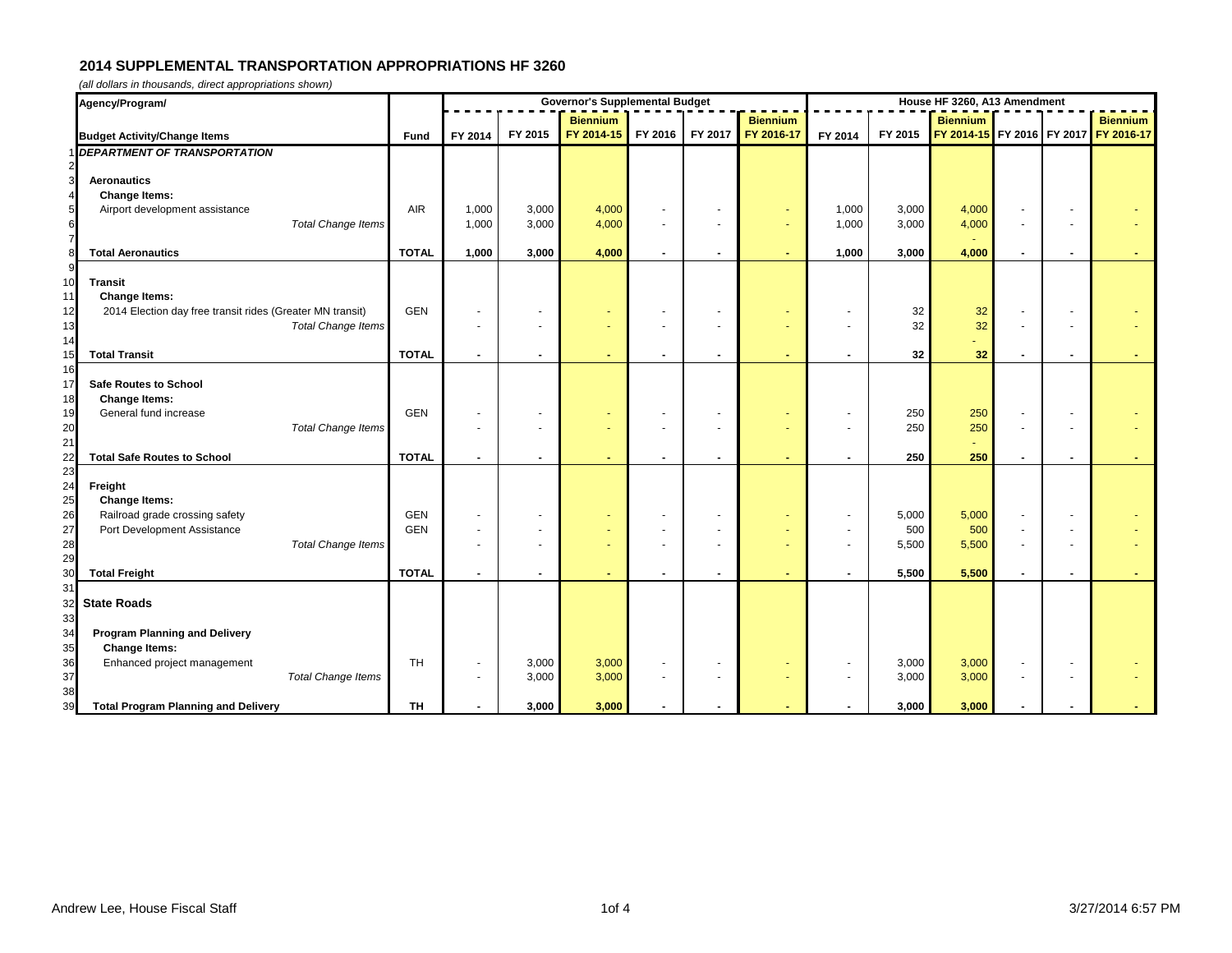## 2014 SUPPLEMENTAL TRANSPORTATION APPROPRIATIONS HF 3260

*(all dollars in thousands, direct appropriations shown)*

| | Agency/Program/ | | Governor's Supplemental Budget | | | | | | House HF 3260, A13 Amendment | | | | | |
|---|---|---|---|---|---|---|---|---|---|---|---|---|---|---|
| | **Budget Activity/Change Items** | **Fund** | **FY 2014** | **FY 2015** | **Biennium FY 2014-15** | **FY 2016** | **FY 2017** | **Biennium FY 2016-17** | **FY 2014** | **FY 2015** | **Biennium FY 2014-15** | **FY 2016** | **FY 2017** | **Biennium FY 2016-17** |
| 1 | ***DEPARTMENT OF TRANSPORTATION*** | | | | | | | | | | | | | |
| 2 | | | | | | | | | | | | | | |
| 3 | **Aeronautics** | | | | | | | | | | | | | |
| 4 | **Change Items:** | | | | | | | | | | | | | |
| 5 | Airport development assistance | AIR | 1,000 | 3,000 | 4,000 | - | - | - | 1,000 | 3,000 | 4,000 | - | - | - |
| 6 | *Total Change Items* | | 1,000 | 3,000 | 4,000 | - | - | - | 1,000 | 3,000 | 4,000 | - | - | - |
| 7 | | | | | | | | | | | - | | | |
| 8 | **Total Aeronautics** | **TOTAL** | **1,000** | **3,000** | **4,000** | **-** | **-** | **-** | **1,000** | **3,000** | **4,000** | **-** | **-** | **-** |
| 9 | | | | | | | | | | | | | | |
| 10 | **Transit** | | | | | | | | | | | | | |
| 11 | **Change Items:** | | | | | | | | | | | | | |
| 12 | 2014 Election day free transit rides (Greater MN transit) | GEN | - | - | - | - | - | - | - | 32 | 32 | - | - | - |
| 13 | *Total Change Items* | | - | - | - | - | - | - | - | 32 | 32 | - | - | - |
| 14 | | | | | | | | | | | - | | | |
| 15 | **Total Transit** | **TOTAL** | **-** | **-** | **-** | **-** | **-** | **-** | **-** | **32** | **32** | **-** | **-** | **-** |
| 16 | | | | | | | | | | | | | | |
| 17 | **Safe Routes to School** | | | | | | | | | | | | | |
| 18 | **Change Items:** | | | | | | | | | | | | | |
| 19 | General fund increase | GEN | - | - | - | - | - | - | - | 250 | 250 | - | - | - |
| 20 | *Total Change Items* | | - | - | - | - | - | - | - | 250 | 250 | - | - | - |
| 21 | | | | | | | | | | | - | | | |
| 22 | **Total Safe Routes to School** | **TOTAL** | **-** | **-** | **-** | **-** | **-** | **-** | **-** | **250** | **250** | **-** | **-** | **-** |
| 23 | | | | | | | | | | | | | | |
| 24 | **Freight** | | | | | | | | | | | | | |
| 25 | **Change Items:** | | | | | | | | | | | | | |
| 26 | Railroad grade crossing safety | GEN | - | - | - | - | - | - | - | 5,000 | 5,000 | - | - | - |
| 27 | Port Development Assistance | GEN | - | - | - | - | - | - | - | 500 | 500 | - | - | - |
| 28 | *Total Change Items* | | - | - | - | - | - | - | - | 5,500 | 5,500 | - | - | - |
| 29 | | | | | | | | | | | | | | |
| 30 | **Total Freight** | **TOTAL** | **-** | **-** | **-** | **-** | **-** | **-** | **-** | **5,500** | **5,500** | **-** | **-** | **-** |
| 31 | | | | | | | | | | | | | | |
| 32 | **State Roads** | | | | | | | | | | | | | |
| 33 | | | | | | | | | | | | | | |
| 34 | **Program Planning and Delivery** | | | | | | | | | | | | | |
| 35 | **Change Items:** | | | | | | | | | | | | | |
| 36 | Enhanced project management | TH | - | 3,000 | 3,000 | - | - | - | - | 3,000 | 3,000 | - | - | - |
| 37 | *Total Change Items* | | - | 3,000 | 3,000 | - | - | - | - | 3,000 | 3,000 | - | - | - |
| 38 | | | | | | | | | | | | | | |
| 39 | **Total Program Planning and Delivery** | **TH** | **-** | **3,000** | **3,000** | **-** | **-** | **-** | **-** | **3,000** | **3,000** | **-** | **-** | **-** |

Andrew Lee, House Fiscal Staff

3/27/2014 6:57 PM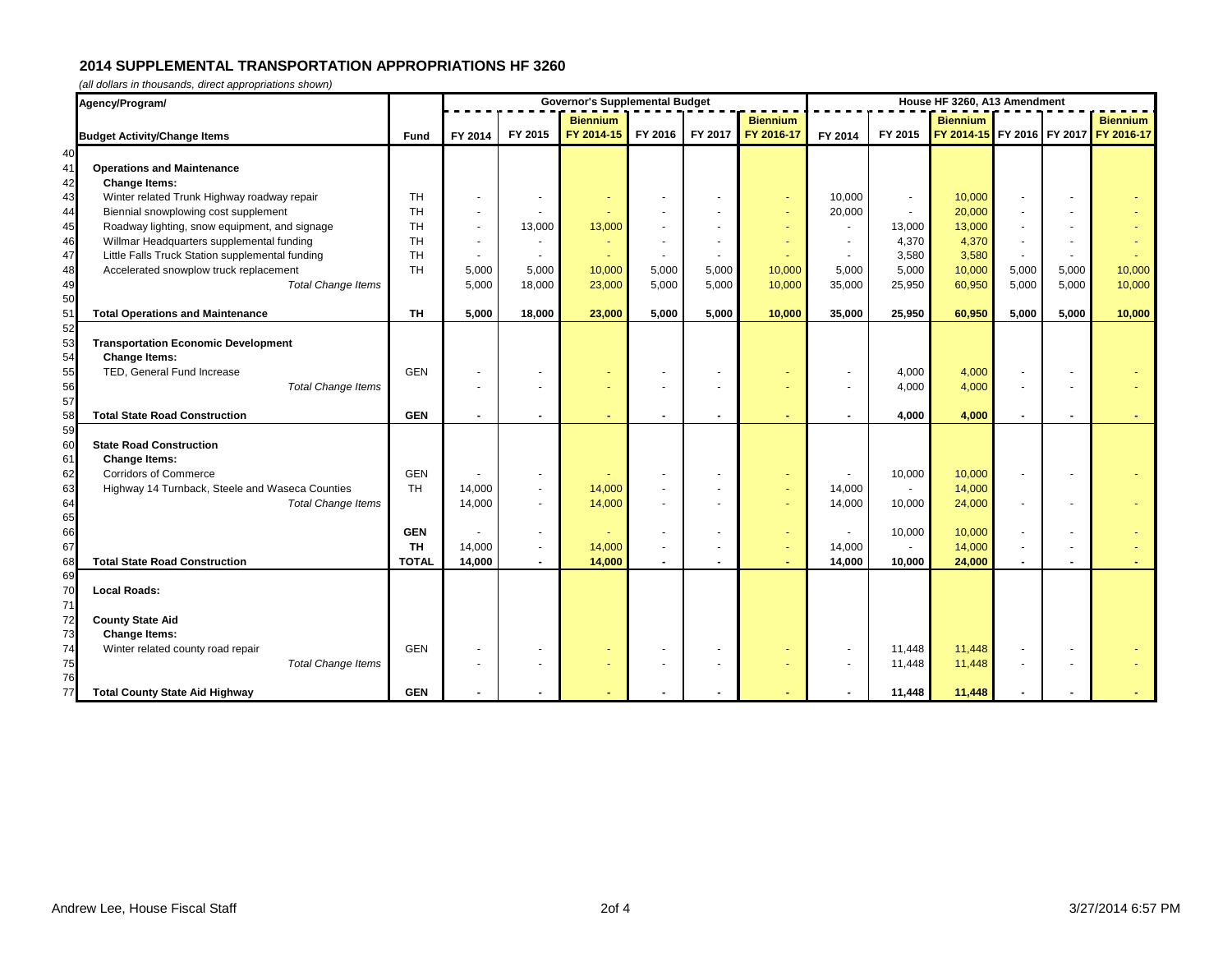# 2014 SUPPLEMENTAL TRANSPORTATION APPROPRIATIONS HF 3260

*(all dollars in thousands, direct appropriations shown)*

| | Agency/Program/ | | Governor's Supplemental Budget | | | | | | House HF 3260, A13 Amendment | | | | | |
|---|---|---|---|---|---|---|---|---|---|---|---|---|---|---|
| | **Budget Activity/Change Items** | **Fund** | **FY 2014** | **FY 2015** | **Biennium FY 2014-15** | **FY 2016** | **FY 2017** | **Biennium FY 2016-17** | **FY 2014** | **FY 2015** | **Biennium FY 2014-15** | **FY 2016** | **FY 2017** | **Biennium FY 2016-17** |
| 40 | | | | | | | | | | | | | | |
| 41 | **Operations and Maintenance** | | | | | | | | | | | | | |
| 42 | **Change Items:** | | | | | | | | | | | | | |
| 43 | Winter related Trunk Highway roadway repair | TH | - | - | - | - | - | - | 10,000 | - | 10,000 | - | - | - |
| 44 | Biennial snowplowing cost supplement | TH | - | - | - | - | - | - | 20,000 | - | 20,000 | - | - | - |
| 45 | Roadway lighting, snow equipment, and signage | TH | - | 13,000 | 13,000 | - | - | - | - | 13,000 | 13,000 | - | - | - |
| 46 | Willmar Headquarters supplemental funding | TH | - | - | - | - | - | - | - | 4,370 | 4,370 | - | - | - |
| 47 | Little Falls Truck Station supplemental funding | TH | - | - | - | - | - | - | - | 3,580 | 3,580 | - | - | - |
| 48 | Accelerated snowplow truck replacement | TH | 5,000 | 5,000 | 10,000 | 5,000 | 5,000 | 10,000 | 5,000 | 5,000 | 10,000 | 5,000 | 5,000 | 10,000 |
| 49 | *Total Change Items* | | 5,000 | 18,000 | 23,000 | 5,000 | 5,000 | 10,000 | 35,000 | 25,950 | 60,950 | 5,000 | 5,000 | 10,000 |
| 50 | | | | | | | | | | | | | | |
| 51 | **Total Operations and Maintenance** | **TH** | **5,000** | **18,000** | **23,000** | **5,000** | **5,000** | **10,000** | **35,000** | **25,950** | **60,950** | **5,000** | **5,000** | **10,000** |
| 52 | | | | | | | | | | | | | | |
| 53 | **Transportation Economic Development** | | | | | | | | | | | | | |
| 54 | **Change Items:** | | | | | | | | | | | | | |
| 55 | TED, General Fund Increase | GEN | - | - | - | - | - | - | - | 4,000 | 4,000 | - | - | - |
| 56 | *Total Change Items* | | - | - | - | - | - | - | - | 4,000 | 4,000 | - | - | - |
| 57 | | | | | | | | | | | | | | |
| 58 | **Total State Road Construction** | **GEN** | **-** | **-** | **-** | **-** | **-** | **-** | **-** | **4,000** | **4,000** | **-** | **-** | **-** |
| 59 | | | | | | | | | | | | | | |
| 60 | **State Road Construction** | | | | | | | | | | | | | |
| 61 | **Change Items:** | | | | | | | | | | | | | |
| 62 | Corridors of Commerce | GEN | - | - | - | - | - | - | - | 10,000 | 10,000 | - | - | - |
| 63 | Highway 14 Turnback, Steele and Waseca Counties | TH | 14,000 | - | 14,000 | - | - | - | 14,000 | - | 14,000 | | | |
| 64 | *Total Change Items* | | 14,000 | - | 14,000 | - | - | - | 14,000 | 10,000 | 24,000 | - | - | - |
| 65 | | | | | | | | | | | | | | |
| 66 | | **GEN** | - | - | - | - | - | - | - | 10,000 | 10,000 | - | - | - |
| 67 | | **TH** | 14,000 | - | 14,000 | - | - | - | 14,000 | - | 14,000 | - | - | - |
| 68 | **Total State Road Construction** | **TOTAL** | **14,000** | **-** | **14,000** | **-** | **-** | **-** | **14,000** | **10,000** | **24,000** | **-** | **-** | **-** |
| 69 | | | | | | | | | | | | | | |
| 70 | **Local Roads:** | | | | | | | | | | | | | |
| 71 | | | | | | | | | | | | | | |
| 72 | **County State Aid** | | | | | | | | | | | | | |
| 73 | **Change Items:** | | | | | | | | | | | | | |
| 74 | Winter related county road repair | GEN | - | - | - | - | - | - | - | 11,448 | 11,448 | - | - | - |
| 75 | *Total Change Items* | | - | - | - | - | - | - | - | 11,448 | 11,448 | - | - | - |
| 76 | | | | | | | | | | | | | | |
| 77 | **Total County State Aid Highway** | **GEN** | **-** | **-** | **-** | **-** | **-** | **-** | **-** | **11,448** | **11,448** | **-** | **-** | **-** |

Andrew Lee, House Fiscal Staff

3/27/2014 6:57 PM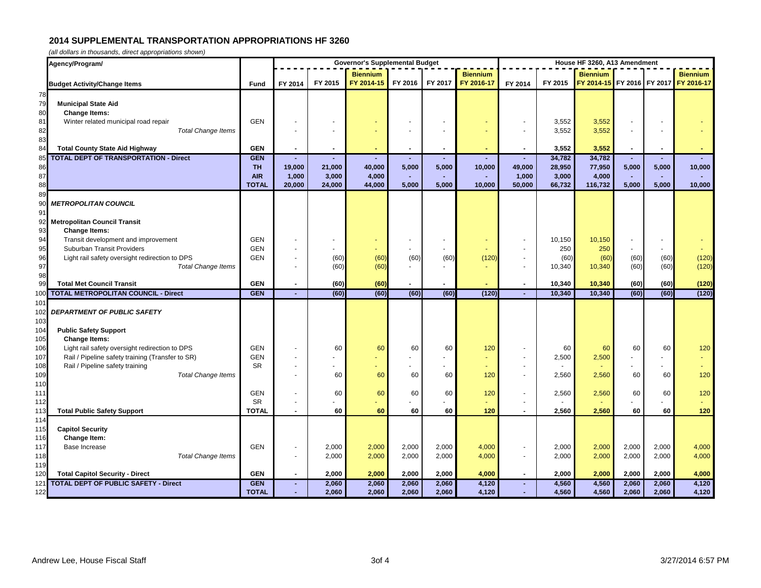## 2014 SUPPLEMENTAL TRANSPORTATION APPROPRIATIONS HF 3260

*(all dollars in thousands, direct appropriations shown)*

| | Agency/Program/ | | Governor's Supplemental Budget | | | | | | House HF 3260, A13 Amendment | | | | | |
|---|---|---|---|---|---|---|---|---|---|---|---|---|---|---|
| | **Budget Activity/Change Items** | **Fund** | **FY 2014** | **FY 2015** | **Biennium FY 2014-15** | **FY 2016** | **FY 2017** | **Biennium FY 2016-17** | **FY 2014** | **FY 2015** | **Biennium FY 2014-15** | **FY 2016** | **FY 2017** | **Biennium FY 2016-17** |
| 78 | | | | | | | | | | | | | | |
| 79 | **Municipal State Aid** | | | | | | | | | | | | | |
| 80 | **Change Items:** | | | | | | | | | | | | | |
| 81 | Winter related municipal road repair | GEN | - | - | - | - | - | - | - | 3,552 | 3,552 | - | - | - |
| 82 | *Total Change Items* | | - | - | - | - | - | - | - | 3,552 | 3,552 | - | - | - |
| 83 | | | | | | | | | | | | | | |
| 84 | **Total County State Aid Highway** | **GEN** | **-** | **-** | **-** | **-** | **-** | **-** | **-** | **3,552** | **3,552** | **-** | **-** | **-** |
| 85 | **TOTAL DEPT OF TRANSPORTATION - Direct** | **GEN** | **-** | **-** | **-** | **-** | **-** | **-** | **-** | **34,782** | **34,782** | **-** | **-** | **-** |
| 86 | | **TH** | **19,000** | **21,000** | **40,000** | **5,000** | **5,000** | **10,000** | **49,000** | **28,950** | **77,950** | **5,000** | **5,000** | **10,000** |
| 87 | | **AIR** | **1,000** | **3,000** | **4,000** | **-** | **-** | **-** | **1,000** | **3,000** | **4,000** | **-** | **-** | **-** |
| 88 | | **TOTAL** | **20,000** | **24,000** | **44,000** | **5,000** | **5,000** | **10,000** | **50,000** | **66,732** | **116,732** | **5,000** | **5,000** | **10,000** |
| 89 | | | | | | | | | | | | | | |
| 90 | ***METROPOLITAN COUNCIL*** | | | | | | | | | | | | | |
| 91 | | | | | | | | | | | | | | |
| 92 | **Metropolitan Council Transit** | | | | | | | | | | | | | |
| 93 | **Change Items:** | | | | | | | | | | | | | |
| 94 | Transit development and improvement | GEN | - | - | - | - | - | - | - | 10,150 | 10,150 | - | - | - |
| 95 | Suburban Transit Providers | GEN | - | - | - | - | - | - | - | 250 | 250 | - | - | - |
| 96 | Light rail safety oversight redirection to DPS | GEN | - | (60) | (60) | (60) | (60) | (120) | - | (60) | (60) | (60) | (60) | (120) |
| 97 | *Total Change Items* | | - | (60) | (60) | - | - | - | - | 10,340 | 10,340 | (60) | (60) | (120) |
| 98 | | | | | | | | | | | | | | |
| 99 | **Total Met Council Transit** | **GEN** | **-** | **(60)** | **(60)** | **-** | **-** | **-** | **-** | **10,340** | **10,340** | **(60)** | **(60)** | **(120)** |
| 100 | **TOTAL METROPOLITAN COUNCIL - Direct** | **GEN** | **-** | **(60)** | **(60)** | **(60)** | **(60)** | **(120)** | **-** | **10,340** | **10,340** | **(60)** | **(60)** | **(120)** |
| 101 | | | | | | | | | | | | | | |
| 102 | ***DEPARTMENT OF PUBLIC SAFETY*** | | | | | | | | | | | | | |
| 103 | | | | | | | | | | | | | | |
| 104 | **Public Safety Support** | | | | | | | | | | | | | |
| 105 | **Change Items:** | | | | | | | | | | | | | |
| 106 | Light rail safety oversight redirection to DPS | GEN | - | 60 | 60 | 60 | 60 | 120 | - | 60 | 60 | 60 | 60 | 120 |
| 107 | Rail / Pipeline safety training (Transfer to SR) | GEN | - | - | - | - | - | - | - | 2,500 | 2,500 | - | - | - |
| 108 | Rail / Pipeline safety training | SR | - | - | - | - | - | - | - | - | - | - | - | - |
| 109 | *Total Change Items* | | - | 60 | 60 | 60 | 60 | 120 | - | 2,560 | 2,560 | 60 | 60 | 120 |
| 110 | | | | | | | | | | | | | | |
| 111 | | GEN | - | 60 | 60 | 60 | 60 | 120 | - | 2,560 | 2,560 | 60 | 60 | 120 |
| 112 | | SR | - | - | - | - | - | - | - | - | - | - | - | - |
| 113 | **Total Public Safety Support** | **TOTAL** | **-** | **60** | **60** | **60** | **60** | **120** | **-** | **2,560** | **2,560** | **60** | **60** | **120** |
| 114 | | | | | | | | | | | | | | |
| 115 | **Capitol Security** | | | | | | | | | | | | | |
| 116 | **Change Item:** | | | | | | | | | | | | | |
| 117 | Base Increase | GEN | - | 2,000 | 2,000 | 2,000 | 2,000 | 4,000 | - | 2,000 | 2,000 | 2,000 | 2,000 | 4,000 |
| 118 | *Total Change Items* | | - | 2,000 | 2,000 | 2,000 | 2,000 | 4,000 | - | 2,000 | 2,000 | 2,000 | 2,000 | 4,000 |
| 119 | | | | | | | | | | | | | | |
| 120 | **Total Capitol Security - Direct** | **GEN** | **-** | **2,000** | **2,000** | **2,000** | **2,000** | **4,000** | **-** | **2,000** | **2,000** | **2,000** | **2,000** | **4,000** |
| 121 | **TOTAL DEPT OF PUBLIC SAFETY - Direct** | **GEN** | **-** | **2,060** | **2,060** | **2,060** | **2,060** | **4,120** | **-** | **4,560** | **4,560** | **2,060** | **2,060** | **4,120** |
| 122 | | **TOTAL** | **-** | **2,060** | **2,060** | **2,060** | **2,060** | **4,120** | **-** | **4,560** | **4,560** | **2,060** | **2,060** | **4,120** |

Andrew Lee, House Fiscal Staff

3/27/2014 6:57 PM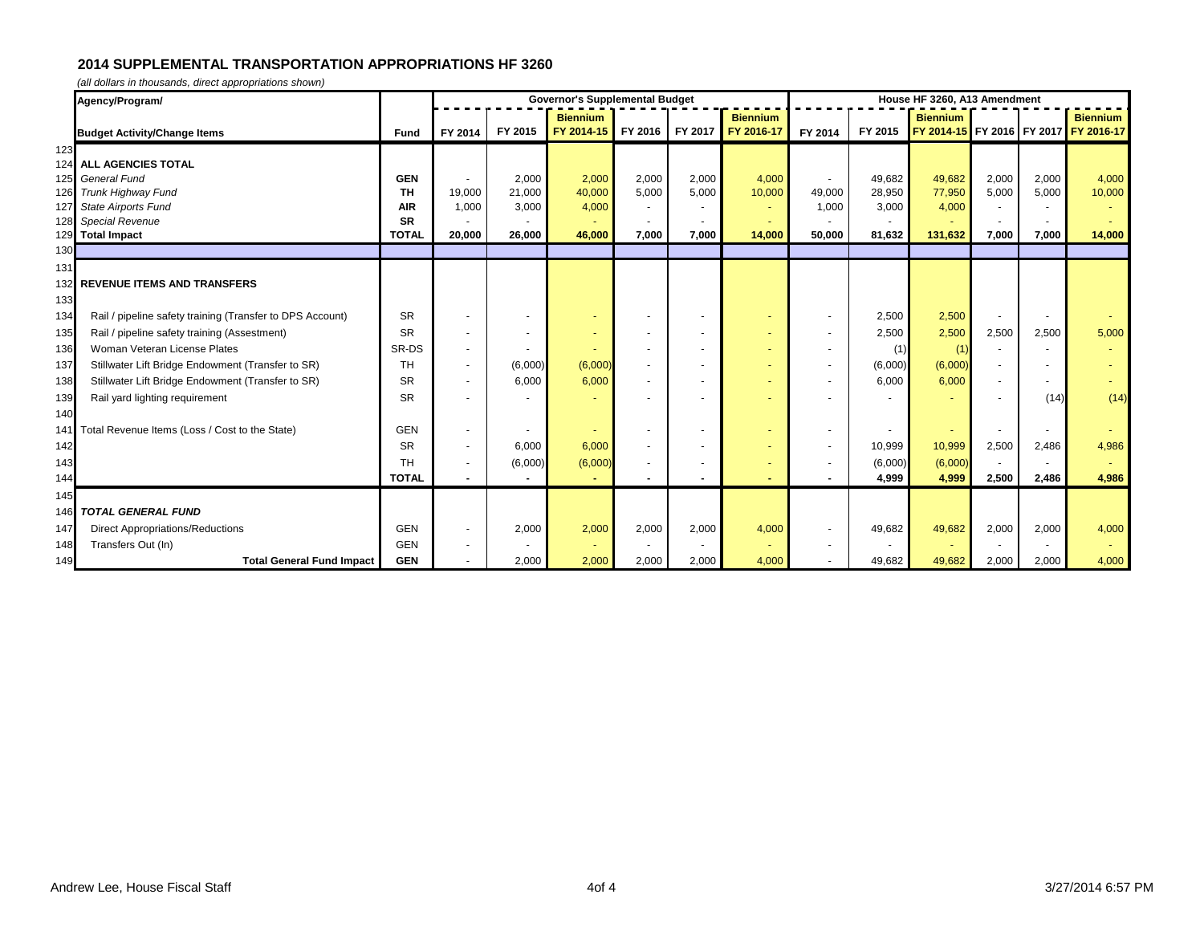## 2014 SUPPLEMENTAL TRANSPORTATION APPROPRIATIONS HF 3260

*(all dollars in thousands, direct appropriations shown)*

| | Agency/Program/ | | Governor's Supplemental Budget | | | | | | House HF 3260, A13 Amendment | | | | | |
|---|---|---|---|---|---|---|---|---|---|---|---|---|---|---|
| | Budget Activity/Change Items | Fund | FY 2014 | FY 2015 | Biennium FY 2014-15 | FY 2016 | FY 2017 | Biennium FY 2016-17 | FY 2014 | FY 2015 | Biennium FY 2014-15 | FY 2016 | FY 2017 | Biennium FY 2016-17 |
| 123 | | | | | | | | | | | | | | |
| 124 | **ALL AGENCIES TOTAL** | | | | | | | | | | | | | |
| 125 | *General Fund* | **GEN** | - | 2,000 | 2,000 | 2,000 | 2,000 | 4,000 | - | 49,682 | 49,682 | 2,000 | 2,000 | 4,000 |
| 126 | *Trunk Highway Fund* | **TH** | 19,000 | 21,000 | 40,000 | 5,000 | 5,000 | 10,000 | 49,000 | 28,950 | 77,950 | 5,000 | 5,000 | 10,000 |
| 127 | *State Airports Fund* | **AIR** | 1,000 | 3,000 | 4,000 | - | - | - | 1,000 | 3,000 | 4,000 | - | - | - |
| 128 | *Special Revenue* | **SR** | - | - | - | - | - | - | - | - | - | - | - | - |
| 129 | **Total Impact** | **TOTAL** | **20,000** | **26,000** | **46,000** | **7,000** | **7,000** | **14,000** | **50,000** | **81,632** | **131,632** | **7,000** | **7,000** | **14,000** |
| 130 | | | | | | | | | | | | | | |
| 131 | | | | | | | | | | | | | | |
| 132 | **REVENUE ITEMS AND TRANSFERS** | | | | | | | | | | | | | |
| 133 | | | | | | | | | | | | | | |
| 134 | Rail / pipeline safety training (Transfer to DPS Account) | SR | - | - | - | - | - | - | - | 2,500 | 2,500 | - | - | - |
| 135 | Rail / pipeline safety training (Assessment) | SR | - | - | - | - | - | - | - | 2,500 | 2,500 | 2,500 | 2,500 | 5,000 |
| 136 | Woman Veteran License Plates | SR-DS | - | - | - | - | - | - | - | (1) | (1) | - | - | - |
| 137 | Stillwater Lift Bridge Endowment (Transfer to SR) | TH | - | (6,000) | (6,000) | - | - | - | - | (6,000) | (6,000) | - | - | - |
| 138 | Stillwater Lift Bridge Endowment (Transfer to SR) | SR | - | 6,000 | 6,000 | - | - | - | - | 6,000 | 6,000 | - | - | - |
| 139 | Rail yard lighting requirement | SR | - | - | - | - | - | - | - | - | - | - | (14) | (14) |
| 140 | | | | | | | | | | | | | | |
| 141 | Total Revenue Items (Loss / Cost to the State) | GEN | - | - | - | - | - | - | - | - | - | - | - | - |
| 142 | | SR | - | 6,000 | 6,000 | - | - | - | - | 10,999 | 10,999 | 2,500 | 2,486 | 4,986 |
| 143 | | TH | - | (6,000) | (6,000) | - | - | - | - | (6,000) | (6,000) | - | - | - |
| 144 | | **TOTAL** | **-** | **-** | **-** | **-** | **-** | **-** | **-** | **4,999** | **4,999** | **2,500** | **2,486** | **4,986** |
| 145 | | | | | | | | | | | | | | |
| 146 | ***TOTAL GENERAL FUND*** | | | | | | | | | | | | | |
| 147 | Direct Appropriations/Reductions | GEN | - | 2,000 | 2,000 | 2,000 | 2,000 | 4,000 | - | 49,682 | 49,682 | 2,000 | 2,000 | 4,000 |
| 148 | Transfers Out (In) | GEN | - | - | - | - | - | - | - | - | - | - | - | - |
| 149 | **Total General Fund Impact** | **GEN** | - | 2,000 | 2,000 | 2,000 | 2,000 | 4,000 | - | 49,682 | 49,682 | 2,000 | 2,000 | 4,000 |

Andrew Lee, House Fiscal Staff — 3/27/2014 6:57 PM